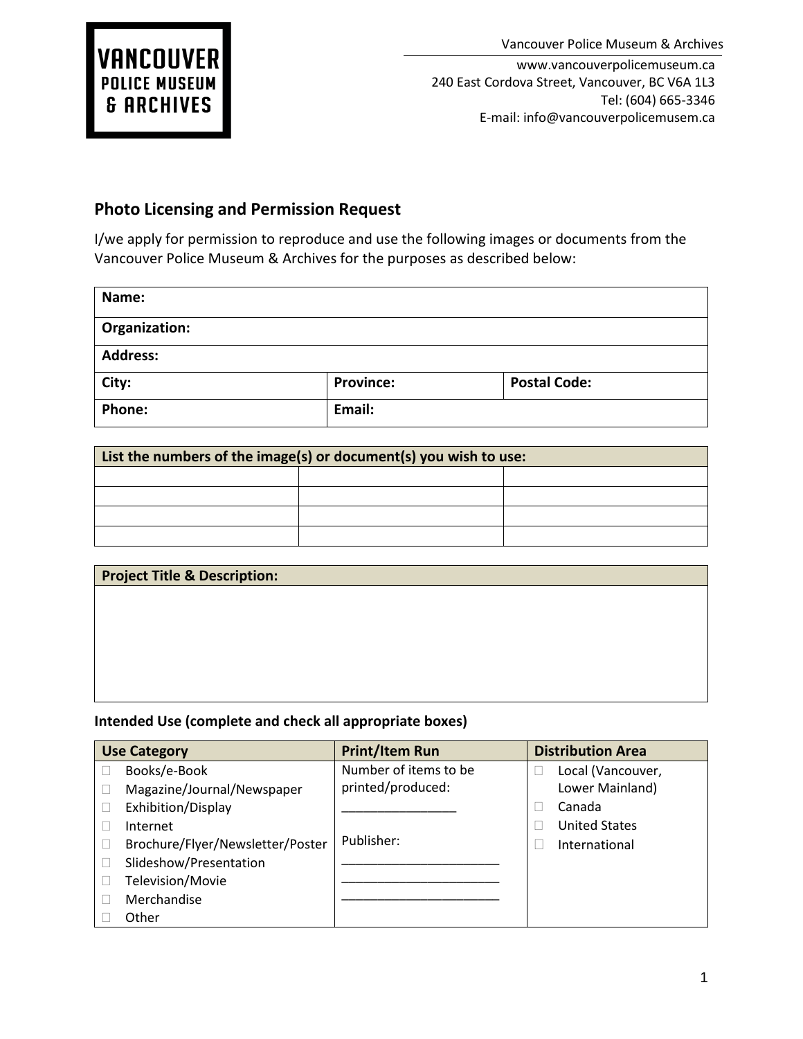**VANCOUVER POLICE MUSEUM & ARCHIVES**

Vancouver Police Museum & Archives

www.vancouverpolicemuseum.ca
240 East Cordova Street, Vancouver, BC V6A 1L3
Tel: (604) 665-3346
E-mail: info@vancouverpolicemusem.ca

## Photo Licensing and Permission Request

I/we apply for permission to reproduce and use the following images or documents from the Vancouver Police Museum & Archives for the purposes as described below:

| **Name:** | | |
|---|---|---|
| **Organization:** | | |
| **Address:** | | |
| **City:** | **Province:** | **Postal Code:** |
| **Phone:** | **Email:** | |

| **List the numbers of the image(s) or document(s) you wish to use:** | | |
|---|---|---|
| | | |
| | | |
| | | |
| | | |

| **Project Title & Description:** |
|---|
| |

**Intended Use (complete and check all appropriate boxes)**

| **Use Category** | **Print/Item Run** | **Distribution Area** |
|---|---|---|
| ☐ Books/e-Book<br>☐ Magazine/Journal/Newspaper<br>☐ Exhibition/Display<br>☐ Internet<br>☐ Brochure/Flyer/Newsletter/Poster<br>☐ Slideshow/Presentation<br>☐ Television/Movie<br>☐ Merchandise<br>☐ Other | Number of items to be printed/produced:<br>________________<br><br>Publisher:<br>______________________<br>______________________<br>______________________ | ☐ Local (Vancouver, Lower Mainland)<br>☐ Canada<br>☐ United States<br>☐ International |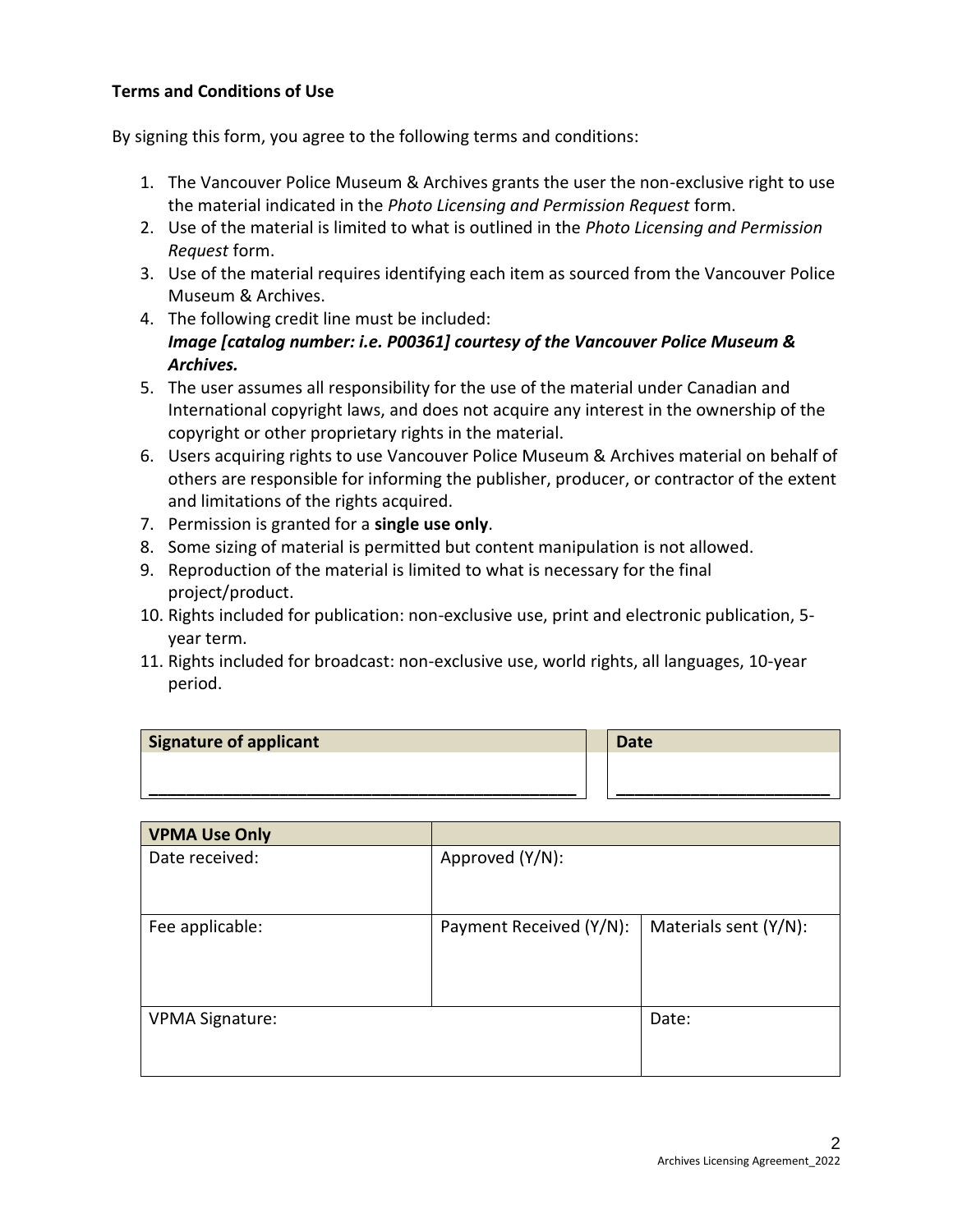**Terms and Conditions of Use**

By signing this form, you agree to the following terms and conditions:

1. The Vancouver Police Museum & Archives grants the user the non-exclusive right to use the material indicated in the *Photo Licensing and Permission Request* form.
2. Use of the material is limited to what is outlined in the *Photo Licensing and Permission Request* form.
3. Use of the material requires identifying each item as sourced from the Vancouver Police Museum & Archives.
4. The following credit line must be included: ***Image [catalog number: i.e. P00361] courtesy of the Vancouver Police Museum & Archives.***
5. The user assumes all responsibility for the use of the material under Canadian and International copyright laws, and does not acquire any interest in the ownership of the copyright or other proprietary rights in the material.
6. Users acquiring rights to use Vancouver Police Museum & Archives material on behalf of others are responsible for informing the publisher, producer, or contractor of the extent and limitations of the rights acquired.
7. Permission is granted for a **single use only**.
8. Some sizing of material is permitted but content manipulation is not allowed.
9. Reproduction of the material is limited to what is necessary for the final project/product.
10. Rights included for publication: non-exclusive use, print and electronic publication, 5-year term.
11. Rights included for broadcast: non-exclusive use, world rights, all languages, 10-year period.

| **Signature of applicant** | **Date** |
| --- | --- |
| ______________________________________________ | ______________________ |

| **VPMA Use Only** | | |
| --- | --- | --- |
| Date received: | Approved (Y/N): | |
| Fee applicable: | Payment Received (Y/N): | Materials sent (Y/N): |
| VPMA Signature: | | Date: |